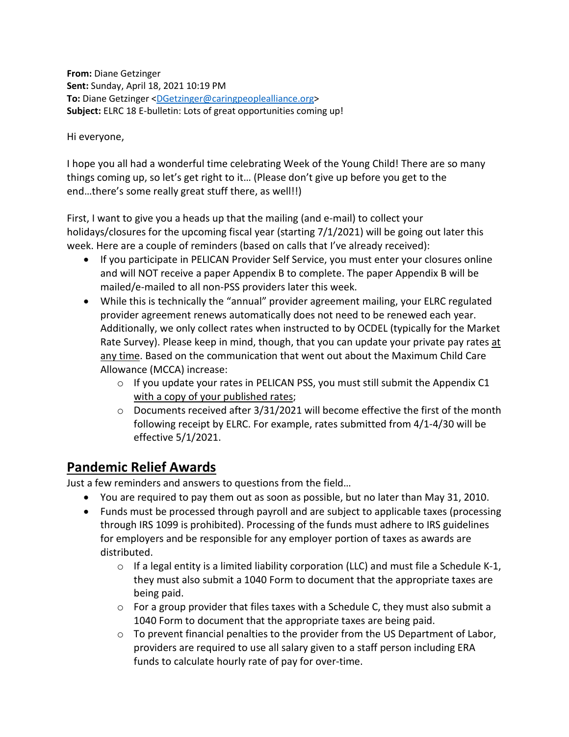**From:** Diane Getzinger
**Sent:** Sunday, April 18, 2021 10:19 PM
**To:** Diane Getzinger <DGetzinger@caringpeoplealliance.org>
**Subject:** ELRC 18 E-bulletin: Lots of great opportunities coming up!

Hi everyone,

I hope you all had a wonderful time celebrating Week of the Young Child! There are so many things coming up, so let's get right to it… (Please don't give up before you get to the end…there's some really great stuff there, as well!!)

First, I want to give you a heads up that the mailing (and e-mail) to collect your holidays/closures for the upcoming fiscal year (starting 7/1/2021) will be going out later this week. Here are a couple of reminders (based on calls that I've already received):

- If you participate in PELICAN Provider Self Service, you must enter your closures online and will NOT receive a paper Appendix B to complete. The paper Appendix B will be mailed/e-mailed to all non-PSS providers later this week.
- While this is technically the "annual" provider agreement mailing, your ELRC regulated provider agreement renews automatically does not need to be renewed each year. Additionally, we only collect rates when instructed to by OCDEL (typically for the Market Rate Survey). Please keep in mind, though, that you can update your private pay rates at any time. Based on the communication that went out about the Maximum Child Care Allowance (MCCA) increase:
    - If you update your rates in PELICAN PSS, you must still submit the Appendix C1 with a copy of your published rates;
    - Documents received after 3/31/2021 will become effective the first of the month following receipt by ELRC. For example, rates submitted from 4/1-4/30 will be effective 5/1/2021.

## Pandemic Relief Awards

Just a few reminders and answers to questions from the field…

- You are required to pay them out as soon as possible, but no later than May 31, 2010.
- Funds must be processed through payroll and are subject to applicable taxes (processing through IRS 1099 is prohibited). Processing of the funds must adhere to IRS guidelines for employers and be responsible for any employer portion of taxes as awards are distributed.
    - If a legal entity is a limited liability corporation (LLC) and must file a Schedule K-1, they must also submit a 1040 Form to document that the appropriate taxes are being paid.
    - For a group provider that files taxes with a Schedule C, they must also submit a 1040 Form to document that the appropriate taxes are being paid.
    - To prevent financial penalties to the provider from the US Department of Labor, providers are required to use all salary given to a staff person including ERA funds to calculate hourly rate of pay for over-time.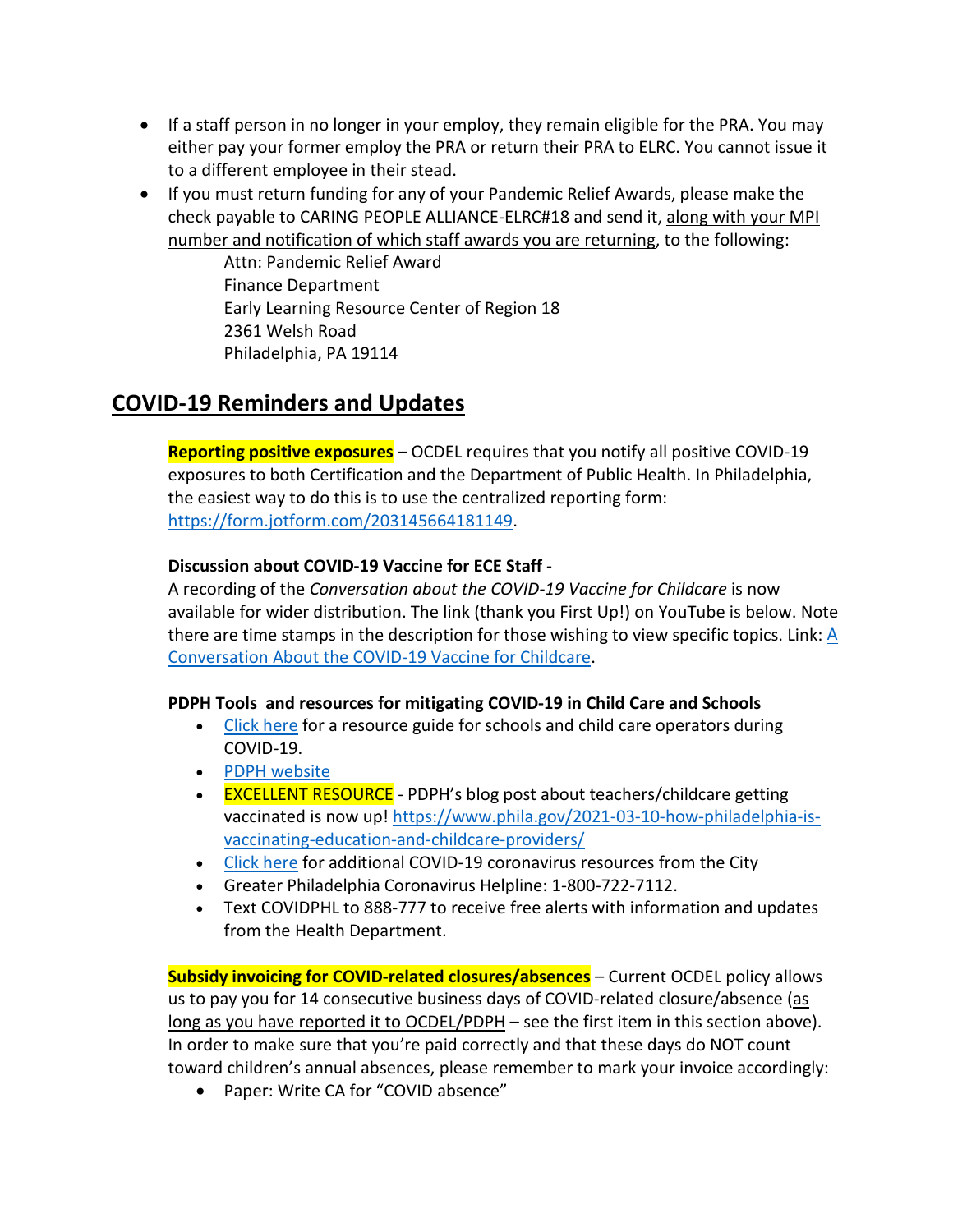- If a staff person in no longer in your employ, they remain eligible for the PRA. You may either pay your former employ the PRA or return their PRA to ELRC. You cannot issue it to a different employee in their stead.
- If you must return funding for any of your Pandemic Relief Awards, please make the check payable to CARING PEOPLE ALLIANCE-ELRC#18 and send it, along with your MPI number and notification of which staff awards you are returning, to the following:

  Attn: Pandemic Relief Award
  Finance Department
  Early Learning Resource Center of Region 18
  2361 Welsh Road
  Philadelphia, PA 19114

## COVID-19 Reminders and Updates

**Reporting positive exposures** – OCDEL requires that you notify all positive COVID-19 exposures to both Certification and the Department of Public Health. In Philadelphia, the easiest way to do this is to use the centralized reporting form: [https://form.jotform.com/203145664181149](https://form.jotform.com/203145664181149).

**Discussion about COVID-19 Vaccine for ECE Staff** -
A recording of the *Conversation about the COVID-19 Vaccine for Childcare* is now available for wider distribution. The link (thank you First Up!) on YouTube is below. Note there are time stamps in the description for those wishing to view specific topics. Link: A Conversation About the COVID-19 Vaccine for Childcare.

**PDPH Tools and resources for mitigating COVID-19 in Child Care and Schools**

- Click here for a resource guide for schools and child care operators during COVID-19.
- PDPH website
- EXCELLENT RESOURCE - PDPH's blog post about teachers/childcare getting vaccinated is now up! [https://www.phila.gov/2021-03-10-how-philadelphia-is-vaccinating-education-and-childcare-providers/](https://www.phila.gov/2021-03-10-how-philadelphia-is-vaccinating-education-and-childcare-providers/)
- Click here for additional COVID-19 coronavirus resources from the City
- Greater Philadelphia Coronavirus Helpline: 1-800-722-7112.
- Text COVIDPHL to 888-777 to receive free alerts with information and updates from the Health Department.

**Subsidy invoicing for COVID-related closures/absences** – Current OCDEL policy allows us to pay you for 14 consecutive business days of COVID-related closure/absence (as long as you have reported it to OCDEL/PDPH – see the first item in this section above). In order to make sure that you're paid correctly and that these days do NOT count toward children's annual absences, please remember to mark your invoice accordingly:

- Paper: Write CA for "COVID absence"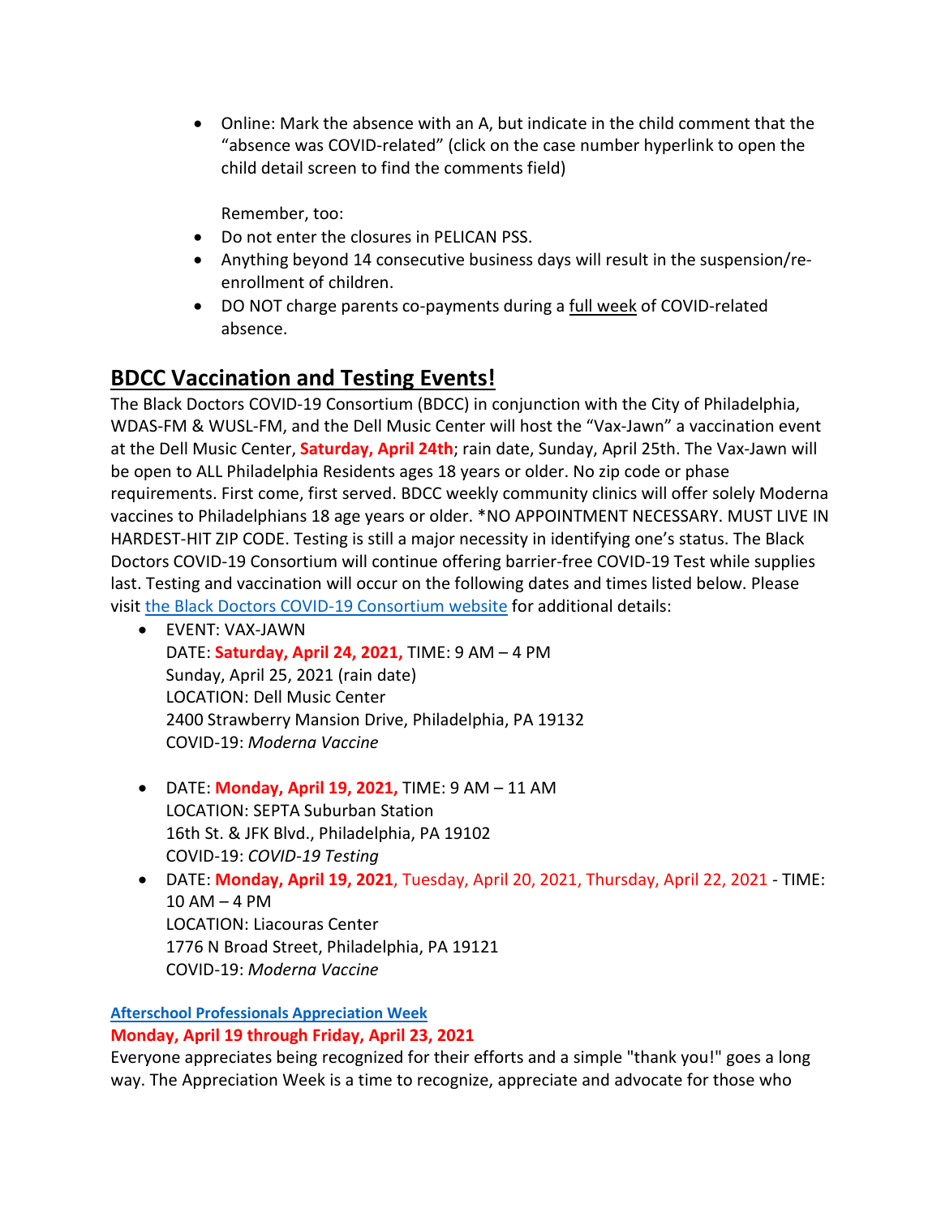- Online: Mark the absence with an A, but indicate in the child comment that the "absence was COVID-related" (click on the case number hyperlink to open the child detail screen to find the comments field)

  Remember, too:

- Do not enter the closures in PELICAN PSS.
- Anything beyond 14 consecutive business days will result in the suspension/re-enrollment of children.
- DO NOT charge parents co-payments during a full week of COVID-related absence.

## BDCC Vaccination and Testing Events!

The Black Doctors COVID-19 Consortium (BDCC) in conjunction with the City of Philadelphia, WDAS-FM & WUSL-FM, and the Dell Music Center will host the "Vax-Jawn" a vaccination event at the Dell Music Center, **Saturday, April 24th**; rain date, Sunday, April 25th. The Vax-Jawn will be open to ALL Philadelphia Residents ages 18 years or older. No zip code or phase requirements. First come, first served. BDCC weekly community clinics will offer solely Moderna vaccines to Philadelphians 18 age years or older. *NO APPOINTMENT NECESSARY. MUST LIVE IN HARDEST-HIT ZIP CODE. Testing is still a major necessity in identifying one's status. The Black Doctors COVID-19 Consortium will continue offering barrier-free COVID-19 Test while supplies last. Testing and vaccination will occur on the following dates and times listed below. Please visit [the Black Doctors COVID-19 Consortium website] for additional details:

- EVENT: VAX-JAWN
  DATE: **Saturday, April 24, 2021,** TIME: 9 AM – 4 PM
  Sunday, April 25, 2021 (rain date)
  LOCATION: Dell Music Center
  2400 Strawberry Mansion Drive, Philadelphia, PA 19132
  COVID-19: *Moderna Vaccine*

- DATE: **Monday, April 19, 2021,** TIME: 9 AM – 11 AM
  LOCATION: SEPTA Suburban Station
  16th St. & JFK Blvd., Philadelphia, PA 19102
  COVID-19: *COVID-19 Testing*
- DATE: **Monday, April 19, 2021**, Tuesday, April 20, 2021, Thursday, April 22, 2021 - TIME: 10 AM – 4 PM
  LOCATION: Liacouras Center
  1776 N Broad Street, Philadelphia, PA 19121
  COVID-19: *Moderna Vaccine*

**Afterschool Professionals Appreciation Week**

**Monday, April 19 through Friday, April 23, 2021**

Everyone appreciates being recognized for their efforts and a simple "thank you!" goes a long way. The Appreciation Week is a time to recognize, appreciate and advocate for those who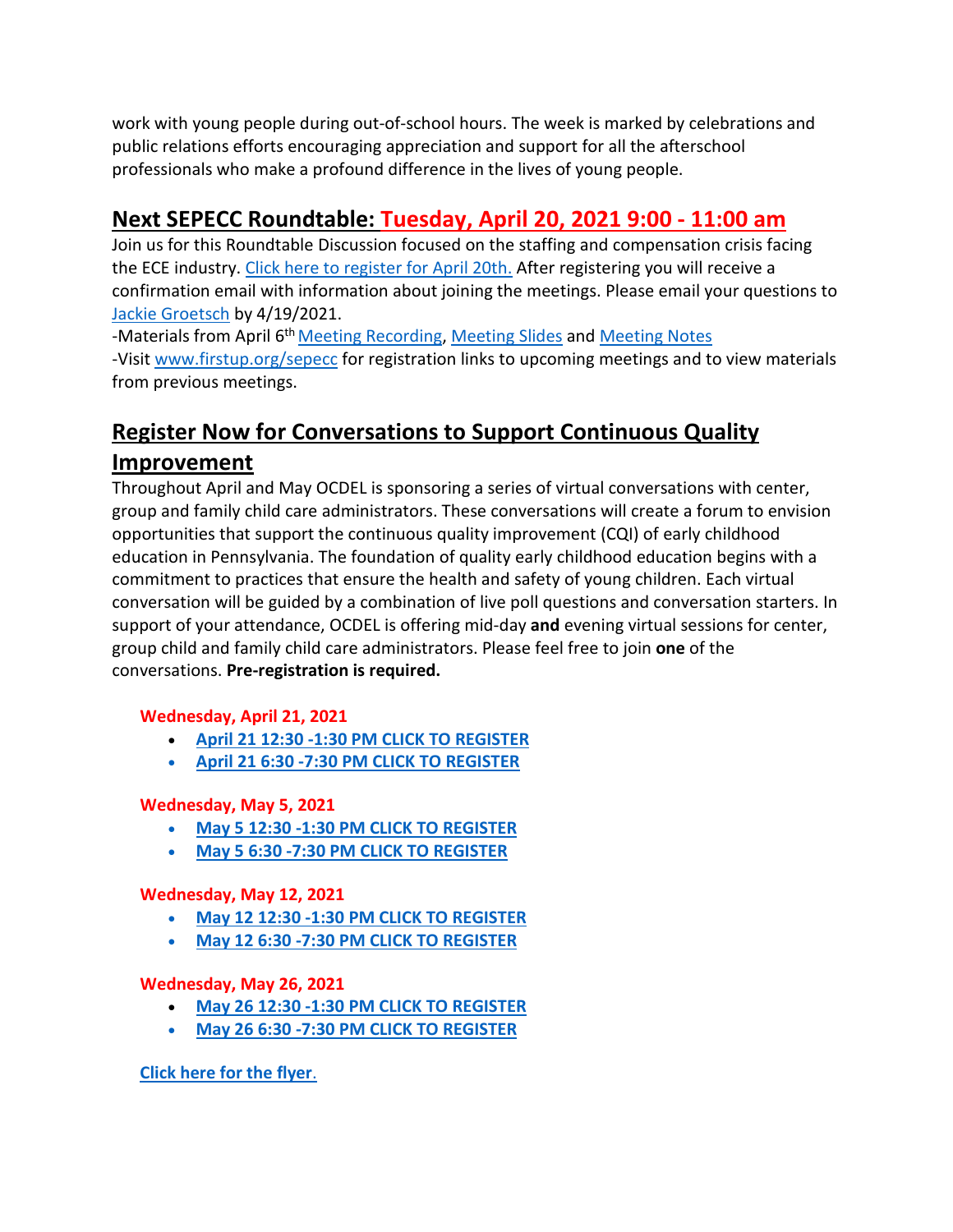work with young people during out-of-school hours. The week is marked by celebrations and public relations efforts encouraging appreciation and support for all the afterschool professionals who make a profound difference in the lives of young people.

## Next SEPECC Roundtable: Tuesday, April 20, 2021 9:00 - 11:00 am

Join us for this Roundtable Discussion focused on the staffing and compensation crisis facing the ECE industry. Click here to register for April 20th. After registering you will receive a confirmation email with information about joining the meetings. Please email your questions to Jackie Groetsch by 4/19/2021.

-Materials from April 6th Meeting Recording, Meeting Slides and Meeting Notes

-Visit www.firstup.org/sepecc for registration links to upcoming meetings and to view materials from previous meetings.

## Register Now for Conversations to Support Continuous Quality Improvement

Throughout April and May OCDEL is sponsoring a series of virtual conversations with center, group and family child care administrators. These conversations will create a forum to envision opportunities that support the continuous quality improvement (CQI) of early childhood education in Pennsylvania. The foundation of quality early childhood education begins with a commitment to practices that ensure the health and safety of young children. Each virtual conversation will be guided by a combination of live poll questions and conversation starters. In support of your attendance, OCDEL is offering mid-day **and** evening virtual sessions for center, group child and family child care administrators. Please feel free to join **one** of the conversations. **Pre-registration is required.**

**Wednesday, April 21, 2021**

- **April 21 12:30 -1:30 PM CLICK TO REGISTER**
- **April 21 6:30 -7:30 PM CLICK TO REGISTER**

**Wednesday, May 5, 2021**

- **May 5 12:30 -1:30 PM CLICK TO REGISTER**
- **May 5 6:30 -7:30 PM CLICK TO REGISTER**

**Wednesday, May 12, 2021**

- **May 12 12:30 -1:30 PM CLICK TO REGISTER**
- **May 12 6:30 -7:30 PM CLICK TO REGISTER**

**Wednesday, May 26, 2021**

- **May 26 12:30 -1:30 PM CLICK TO REGISTER**
- **May 26 6:30 -7:30 PM CLICK TO REGISTER**

**Click here for the flyer.**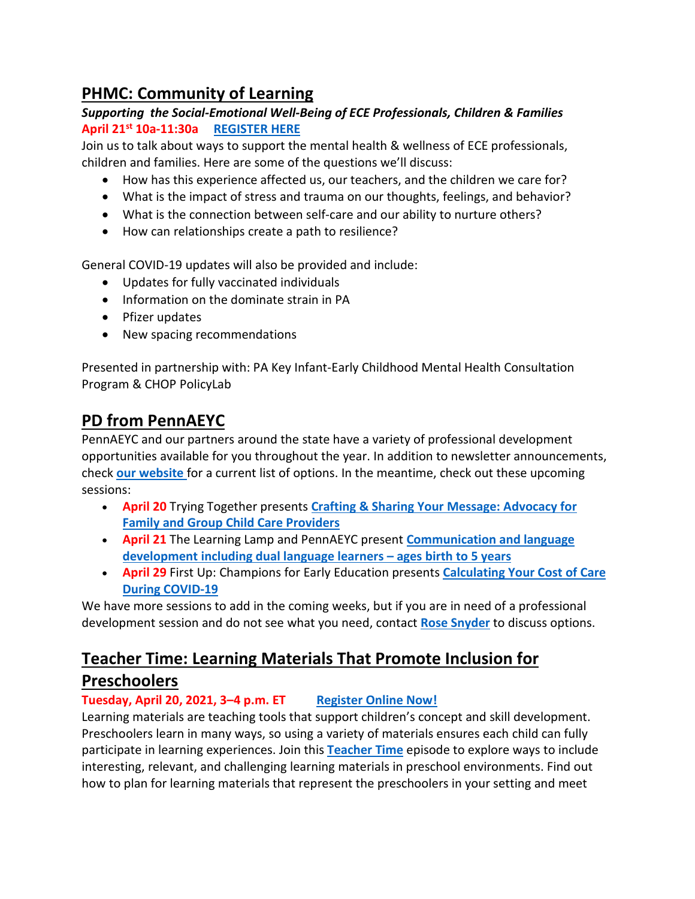## PHMC: Community of Learning

***Supporting the Social-Emotional Well-Being of ECE Professionals, Children & Families***

**April 21st 10a-11:30a** **REGISTER HERE**

Join us to talk about ways to support the mental health & wellness of ECE professionals, children and families. Here are some of the questions we'll discuss:

- How has this experience affected us, our teachers, and the children we care for?
- What is the impact of stress and trauma on our thoughts, feelings, and behavior?
- What is the connection between self-care and our ability to nurture others?
- How can relationships create a path to resilience?

General COVID-19 updates will also be provided and include:

- Updates for fully vaccinated individuals
- Information on the dominate strain in PA
- Pfizer updates
- New spacing recommendations

Presented in partnership with: PA Key Infant-Early Childhood Mental Health Consultation Program & CHOP PolicyLab

## PD from PennAEYC

PennAEYC and our partners around the state have a variety of professional development opportunities available for you throughout the year. In addition to newsletter announcements, check **our website** for a current list of options. In the meantime, check out these upcoming sessions:

- **April 20** Trying Together presents **Crafting & Sharing Your Message: Advocacy for Family and Group Child Care Providers**
- **April 21** The Learning Lamp and PennAEYC present **Communication and language development including dual language learners – ages birth to 5 years**
- **April 29** First Up: Champions for Early Education presents **Calculating Your Cost of Care During COVID-19**

We have more sessions to add in the coming weeks, but if you are in need of a professional development session and do not see what you need, contact **Rose Snyder** to discuss options.

## Teacher Time: Learning Materials That Promote Inclusion for Preschoolers

**Tuesday, April 20, 2021, 3–4 p.m. ET** **Register Online Now!**

Learning materials are teaching tools that support children's concept and skill development. Preschoolers learn in many ways, so using a variety of materials ensures each child can fully participate in learning experiences. Join this **Teacher Time** episode to explore ways to include interesting, relevant, and challenging learning materials in preschool environments. Find out how to plan for learning materials that represent the preschoolers in your setting and meet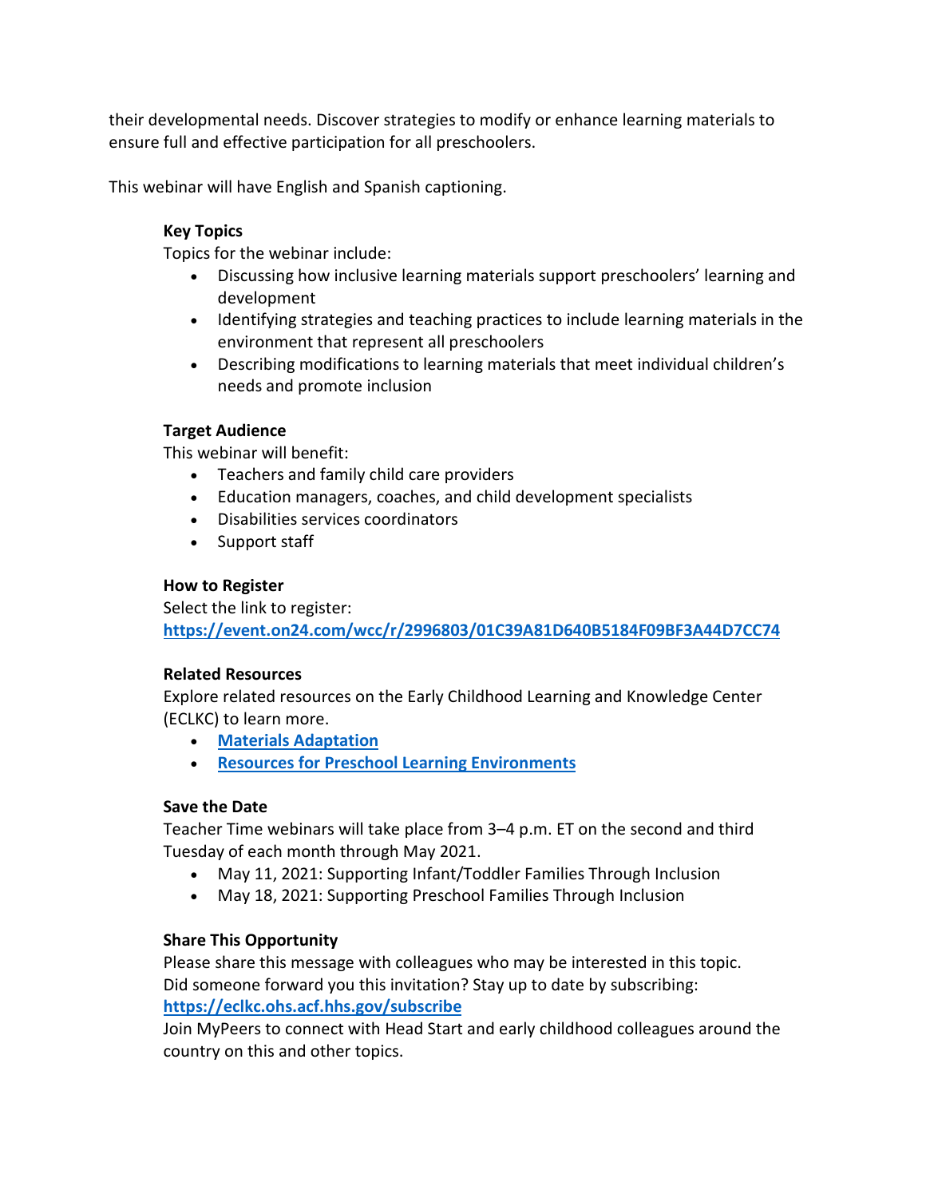their developmental needs. Discover strategies to modify or enhance learning materials to ensure full and effective participation for all preschoolers.

This webinar will have English and Spanish captioning.

**Key Topics**

Topics for the webinar include:

- Discussing how inclusive learning materials support preschoolers' learning and development
- Identifying strategies and teaching practices to include learning materials in the environment that represent all preschoolers
- Describing modifications to learning materials that meet individual children's needs and promote inclusion

**Target Audience**

This webinar will benefit:

- Teachers and family child care providers
- Education managers, coaches, and child development specialists
- Disabilities services coordinators
- Support staff

**How to Register**

Select the link to register:
**https://event.on24.com/wcc/r/2996803/01C39A81D640B5184F09BF3A44D7CC74**

**Related Resources**

Explore related resources on the Early Childhood Learning and Knowledge Center (ECLKC) to learn more.

- **Materials Adaptation**
- **Resources for Preschool Learning Environments**

**Save the Date**

Teacher Time webinars will take place from 3–4 p.m. ET on the second and third Tuesday of each month through May 2021.

- May 11, 2021: Supporting Infant/Toddler Families Through Inclusion
- May 18, 2021: Supporting Preschool Families Through Inclusion

**Share This Opportunity**

Please share this message with colleagues who may be interested in this topic.
Did someone forward you this invitation? Stay up to date by subscribing:
**https://eclkc.ohs.acf.hhs.gov/subscribe**
Join MyPeers to connect with Head Start and early childhood colleagues around the country on this and other topics.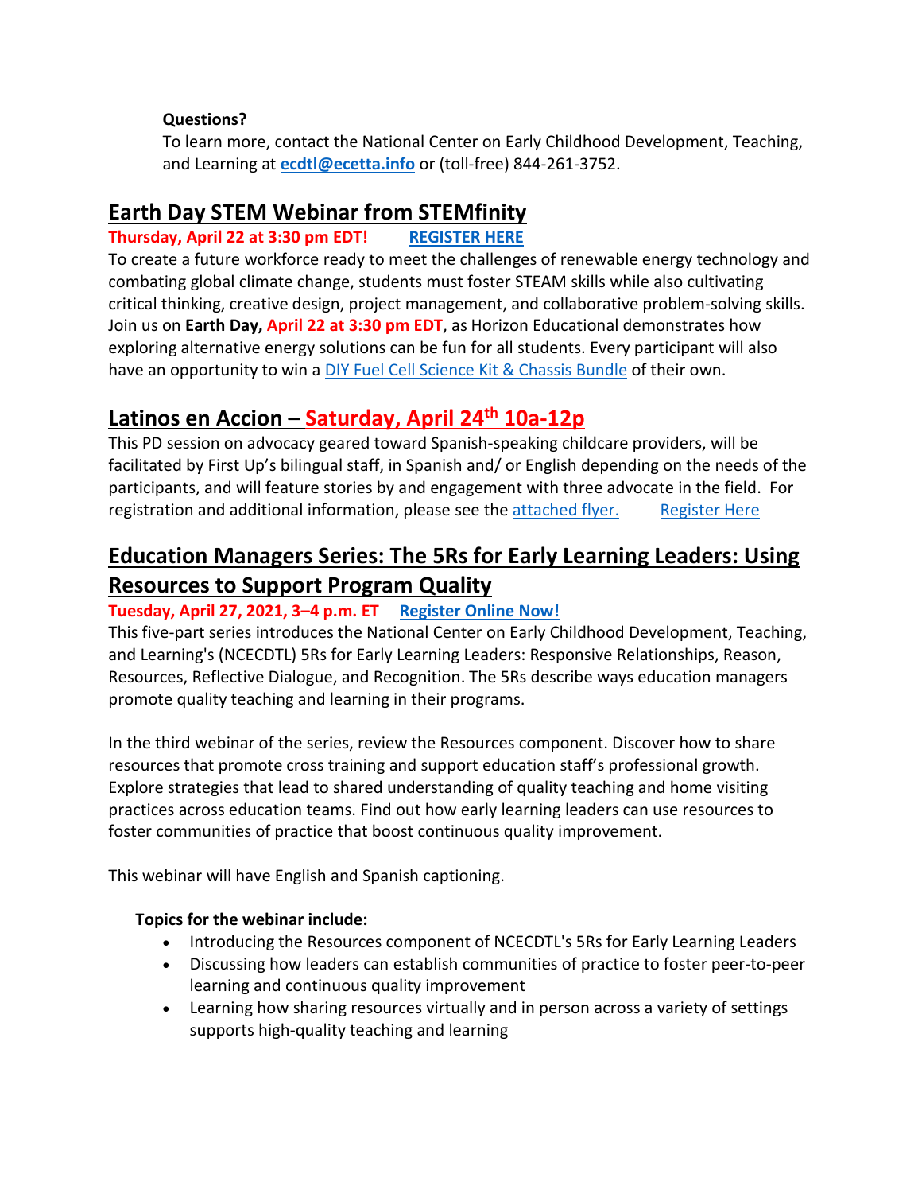**Questions?**
To learn more, contact the National Center on Early Childhood Development, Teaching, and Learning at **ecdtl@ecetta.info** or (toll-free) 844-261-3752.

## Earth Day STEM Webinar from STEMfinity

**Thursday, April 22 at 3:30 pm EDT!** **REGISTER HERE**

To create a future workforce ready to meet the challenges of renewable energy technology and combating global climate change, students must foster STEAM skills while also cultivating critical thinking, creative design, project management, and collaborative problem-solving skills. Join us on **Earth Day, April 22 at 3:30 pm EDT**, as Horizon Educational demonstrates how exploring alternative energy solutions can be fun for all students. Every participant will also have an opportunity to win a DIY Fuel Cell Science Kit & Chassis Bundle of their own.

## Latinos en Accion – Saturday, April 24th 10a-12p

This PD session on advocacy geared toward Spanish-speaking childcare providers, will be facilitated by First Up's bilingual staff, in Spanish and/ or English depending on the needs of the participants, and will feature stories by and engagement with three advocate in the field. For registration and additional information, please see the attached flyer. Register Here

## Education Managers Series: The 5Rs for Early Learning Leaders: Using Resources to Support Program Quality

**Tuesday, April 27, 2021, 3–4 p.m. ET** **Register Online Now!**

This five-part series introduces the National Center on Early Childhood Development, Teaching, and Learning's (NCECDTL) 5Rs for Early Learning Leaders: Responsive Relationships, Reason, Resources, Reflective Dialogue, and Recognition. The 5Rs describe ways education managers promote quality teaching and learning in their programs.

In the third webinar of the series, review the Resources component. Discover how to share resources that promote cross training and support education staff's professional growth. Explore strategies that lead to shared understanding of quality teaching and home visiting practices across education teams. Find out how early learning leaders can use resources to foster communities of practice that boost continuous quality improvement.

This webinar will have English and Spanish captioning.

**Topics for the webinar include:**

- Introducing the Resources component of NCECDTL's 5Rs for Early Learning Leaders
- Discussing how leaders can establish communities of practice to foster peer-to-peer learning and continuous quality improvement
- Learning how sharing resources virtually and in person across a variety of settings supports high-quality teaching and learning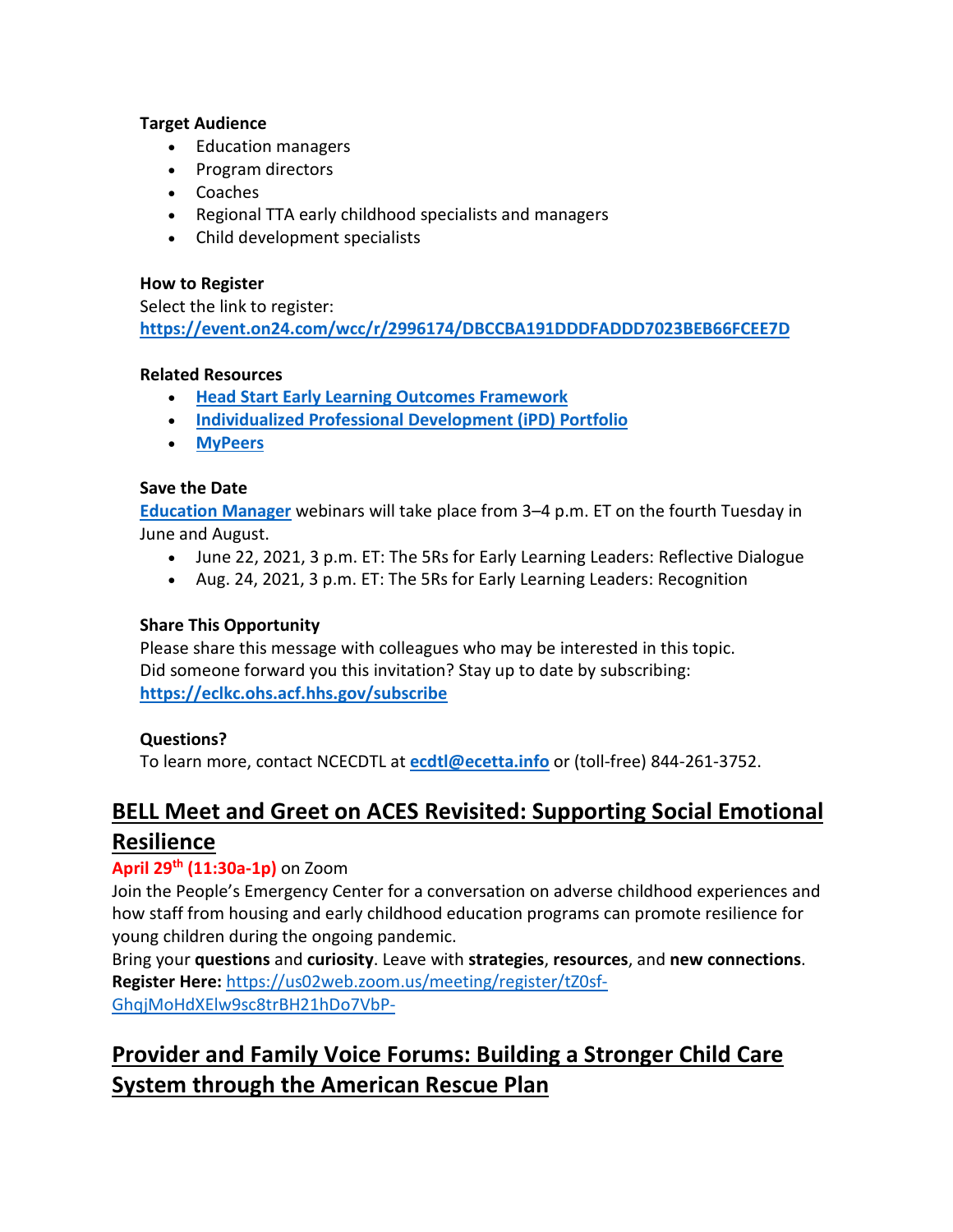**Target Audience**

- Education managers
- Program directors
- Coaches
- Regional TTA early childhood specialists and managers
- Child development specialists

**How to Register**

Select the link to register:
**https://event.on24.com/wcc/r/2996174/DBCCBA191DDDFADDD7023BEB66FCEE7D**

**Related Resources**

- **Head Start Early Learning Outcomes Framework**
- **Individualized Professional Development (iPD) Portfolio**
- **MyPeers**

**Save the Date**

**Education Manager** webinars will take place from 3–4 p.m. ET on the fourth Tuesday in June and August.

- June 22, 2021, 3 p.m. ET: The 5Rs for Early Learning Leaders: Reflective Dialogue
- Aug. 24, 2021, 3 p.m. ET: The 5Rs for Early Learning Leaders: Recognition

**Share This Opportunity**

Please share this message with colleagues who may be interested in this topic.
Did someone forward you this invitation? Stay up to date by subscribing:
**https://eclkc.ohs.acf.hhs.gov/subscribe**

**Questions?**

To learn more, contact NCECDTL at **ecdtl@ecetta.info** or (toll-free) 844-261-3752.

## BELL Meet and Greet on ACES Revisited: Supporting Social Emotional Resilience

**April 29th (11:30a-1p)** on Zoom

Join the People's Emergency Center for a conversation on adverse childhood experiences and how staff from housing and early childhood education programs can promote resilience for young children during the ongoing pandemic.

Bring your **questions** and **curiosity**. Leave with **strategies**, **resources**, and **new connections**.

**Register Here:** https://us02web.zoom.us/meeting/register/tZ0sf-GhqjMoHdXElw9sc8trBH21hDo7VbP-

## Provider and Family Voice Forums: Building a Stronger Child Care System through the American Rescue Plan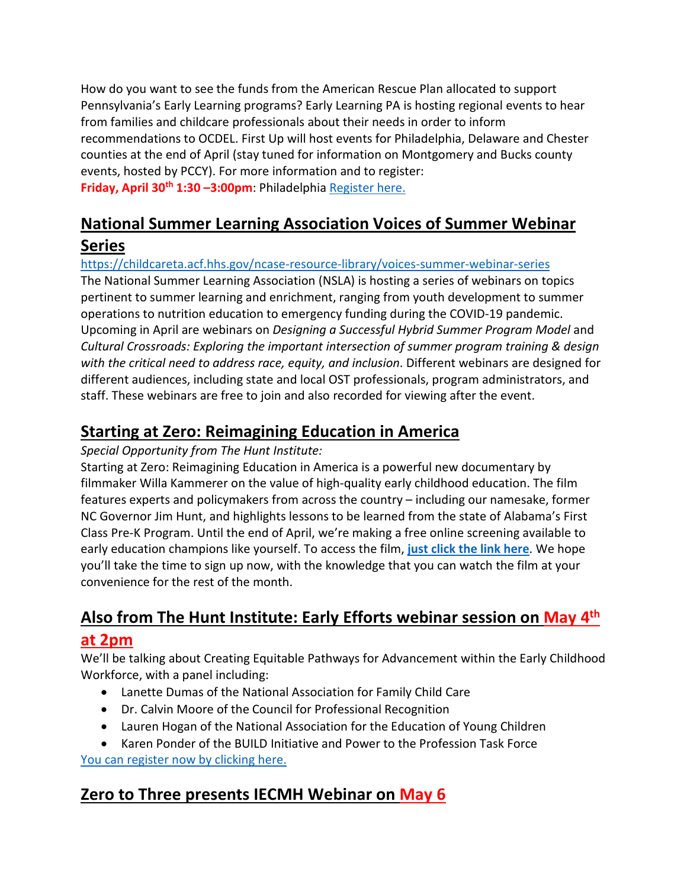How do you want to see the funds from the American Rescue Plan allocated to support Pennsylvania's Early Learning programs? Early Learning PA is hosting regional events to hear from families and childcare professionals about their needs in order to inform recommendations to OCDEL. First Up will host events for Philadelphia, Delaware and Chester counties at the end of April (stay tuned for information on Montgomery and Bucks county events, hosted by PCCY). For more information and to register:
**Friday, April 30th 1:30 –3:00pm**: Philadelphia [Register here.]

## National Summer Learning Association Voices of Summer Webinar Series

https://childcareta.acf.hhs.gov/ncase-resource-library/voices-summer-webinar-series
The National Summer Learning Association (NSLA) is hosting a series of webinars on topics pertinent to summer learning and enrichment, ranging from youth development to summer operations to nutrition education to emergency funding during the COVID-19 pandemic. Upcoming in April are webinars on *Designing a Successful Hybrid Summer Program Model* and *Cultural Crossroads: Exploring the important intersection of summer program training & design with the critical need to address race, equity, and inclusion*. Different webinars are designed for different audiences, including state and local OST professionals, program administrators, and staff. These webinars are free to join and also recorded for viewing after the event.

## Starting at Zero: Reimagining Education in America

*Special Opportunity from The Hunt Institute:*
Starting at Zero: Reimagining Education in America is a powerful new documentary by filmmaker Willa Kammerer on the value of high-quality early childhood education. The film features experts and policymakers from across the country – including our namesake, former NC Governor Jim Hunt, and highlights lessons to be learned from the state of Alabama's First Class Pre-K Program. Until the end of April, we're making a free online screening available to early education champions like yourself. To access the film, **just click the link here**. We hope you'll take the time to sign up now, with the knowledge that you can watch the film at your convenience for the rest of the month.

## Also from The Hunt Institute: Early Efforts webinar session on May 4th at 2pm

We'll be talking about Creating Equitable Pathways for Advancement within the Early Childhood Workforce, with a panel including:

- Lanette Dumas of the National Association for Family Child Care
- Dr. Calvin Moore of the Council for Professional Recognition
- Lauren Hogan of the National Association for the Education of Young Children
- Karen Ponder of the BUILD Initiative and Power to the Profession Task Force

You can register now by clicking here.

## Zero to Three presents IECMH Webinar on May 6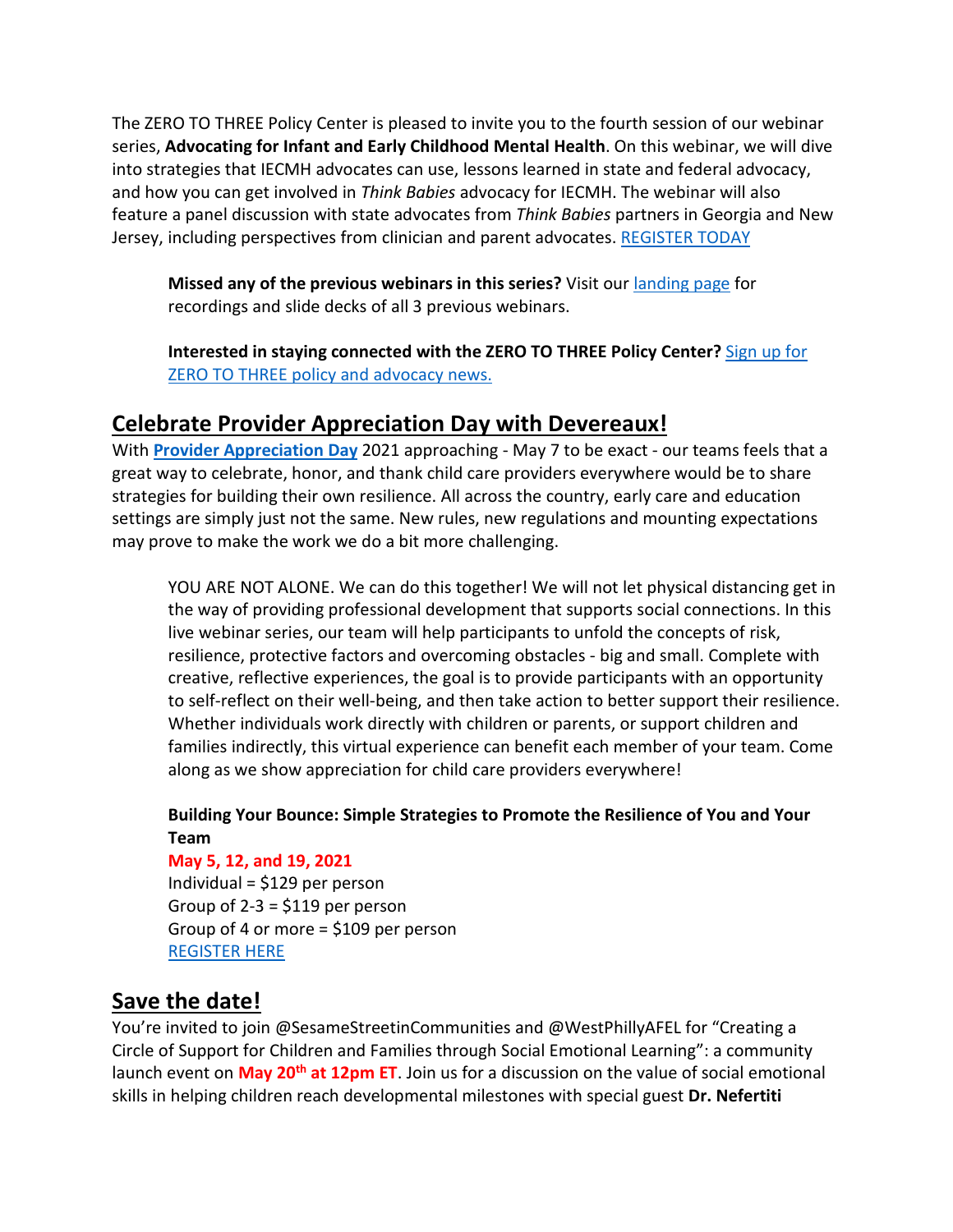The ZERO TO THREE Policy Center is pleased to invite you to the fourth session of our webinar series, **Advocating for Infant and Early Childhood Mental Health**. On this webinar, we will dive into strategies that IECMH advocates can use, lessons learned in state and federal advocacy, and how you can get involved in *Think Babies* advocacy for IECMH. The webinar will also feature a panel discussion with state advocates from *Think Babies* partners in Georgia and New Jersey, including perspectives from clinician and parent advocates. REGISTER TODAY

> **Missed any of the previous webinars in this series?** Visit our landing page for recordings and slide decks of all 3 previous webinars.
>
> **Interested in staying connected with the ZERO TO THREE Policy Center?** Sign up for ZERO TO THREE policy and advocacy news.

## Celebrate Provider Appreciation Day with Devereaux!

With **Provider Appreciation Day** 2021 approaching - May 7 to be exact - our teams feels that a great way to celebrate, honor, and thank child care providers everywhere would be to share strategies for building their own resilience. All across the country, early care and education settings are simply just not the same. New rules, new regulations and mounting expectations may prove to make the work we do a bit more challenging.

> YOU ARE NOT ALONE. We can do this together! We will not let physical distancing get in the way of providing professional development that supports social connections. In this live webinar series, our team will help participants to unfold the concepts of risk, resilience, protective factors and overcoming obstacles - big and small. Complete with creative, reflective experiences, the goal is to provide participants with an opportunity to self-reflect on their well-being, and then take action to better support their resilience. Whether individuals work directly with children or parents, or support children and families indirectly, this virtual experience can benefit each member of your team. Come along as we show appreciation for child care providers everywhere!
>
> **Building Your Bounce: Simple Strategies to Promote the Resilience of You and Your Team**
> **May 5, 12, and 19, 2021**
> Individual = $129 per person
> Group of 2-3 = $119 per person
> Group of 4 or more = $109 per person
> REGISTER HERE

## Save the date!

You're invited to join @SesameStreetinCommunities and @WestPhillyAFEL for "Creating a Circle of Support for Children and Families through Social Emotional Learning": a community launch event on **May 20th at 12pm ET**. Join us for a discussion on the value of social emotional skills in helping children reach developmental milestones with special guest **Dr. Nefertiti**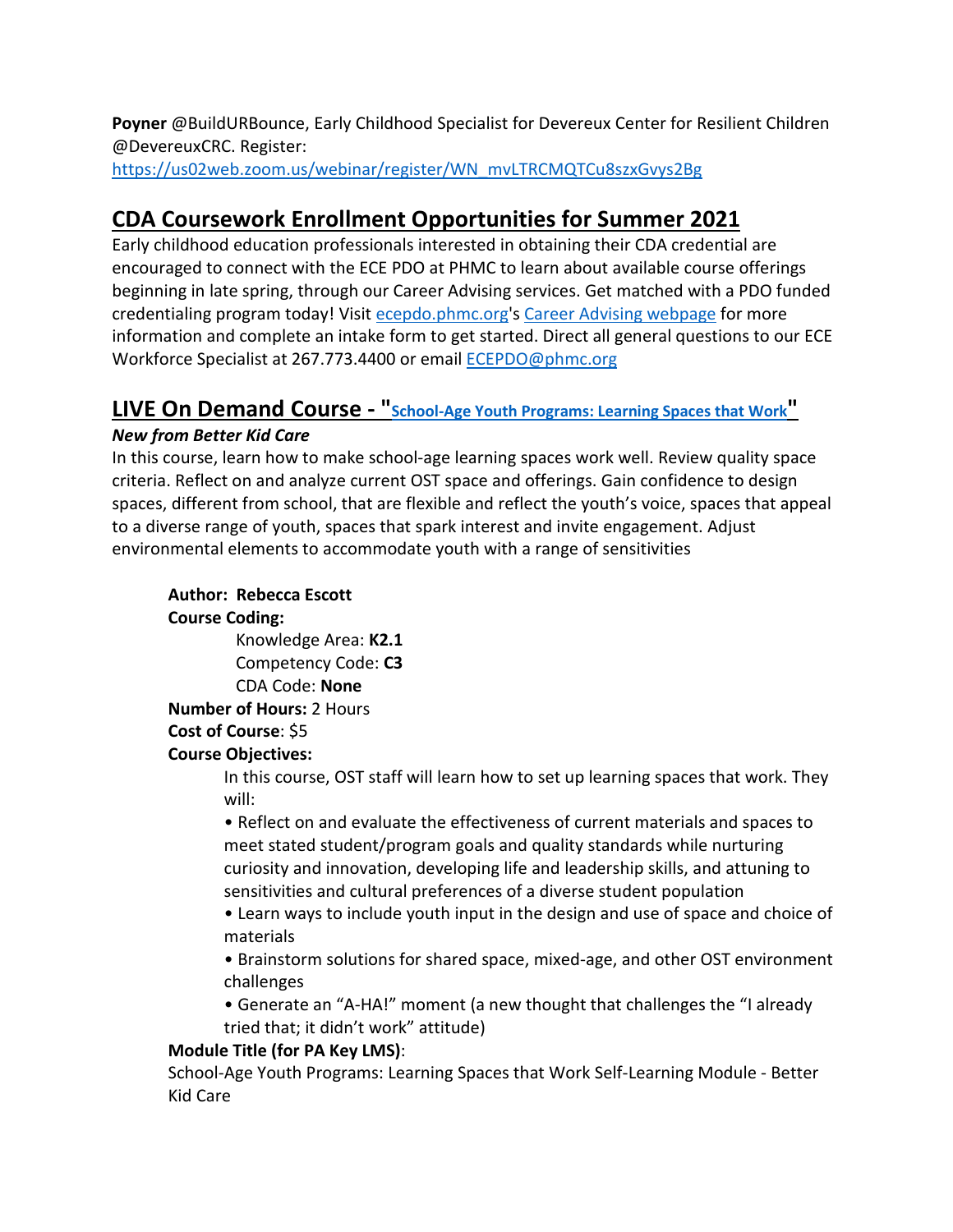**Poyner** @BuildURBounce, Early Childhood Specialist for Devereux Center for Resilient Children @DevereuxCRC. Register: https://us02web.zoom.us/webinar/register/WN_mvLTRCMQTCu8szxGvys2Bg

## CDA Coursework Enrollment Opportunities for Summer 2021

Early childhood education professionals interested in obtaining their CDA credential are encouraged to connect with the ECE PDO at PHMC to learn about available course offerings beginning in late spring, through our Career Advising services. Get matched with a PDO funded credentialing program today! Visit ecepdo.phmc.org's Career Advising webpage for more information and complete an intake form to get started. Direct all general questions to our ECE Workforce Specialist at 267.773.4400 or email ECEPDO@phmc.org

## LIVE On Demand Course - "School-Age Youth Programs: Learning Spaces that Work"

***New from Better Kid Care***

In this course, learn how to make school-age learning spaces work well. Review quality space criteria. Reflect on and analyze current OST space and offerings. Gain confidence to design spaces, different from school, that are flexible and reflect the youth's voice, spaces that appeal to a diverse range of youth, spaces that spark interest and invite engagement. Adjust environmental elements to accommodate youth with a range of sensitivities

**Author: Rebecca Escott**

**Course Coding:**

Knowledge Area: **K2.1**

Competency Code: **C3**

CDA Code: **None**

**Number of Hours:** 2 Hours

**Cost of Course**: $5

**Course Objectives:**

In this course, OST staff will learn how to set up learning spaces that work. They will:

- Reflect on and evaluate the effectiveness of current materials and spaces to meet stated student/program goals and quality standards while nurturing curiosity and innovation, developing life and leadership skills, and attuning to sensitivities and cultural preferences of a diverse student population
- Learn ways to include youth input in the design and use of space and choice of materials
- Brainstorm solutions for shared space, mixed-age, and other OST environment challenges
- Generate an "A-HA!" moment (a new thought that challenges the "I already tried that; it didn't work" attitude)

**Module Title (for PA Key LMS)**:

School-Age Youth Programs: Learning Spaces that Work Self-Learning Module - Better Kid Care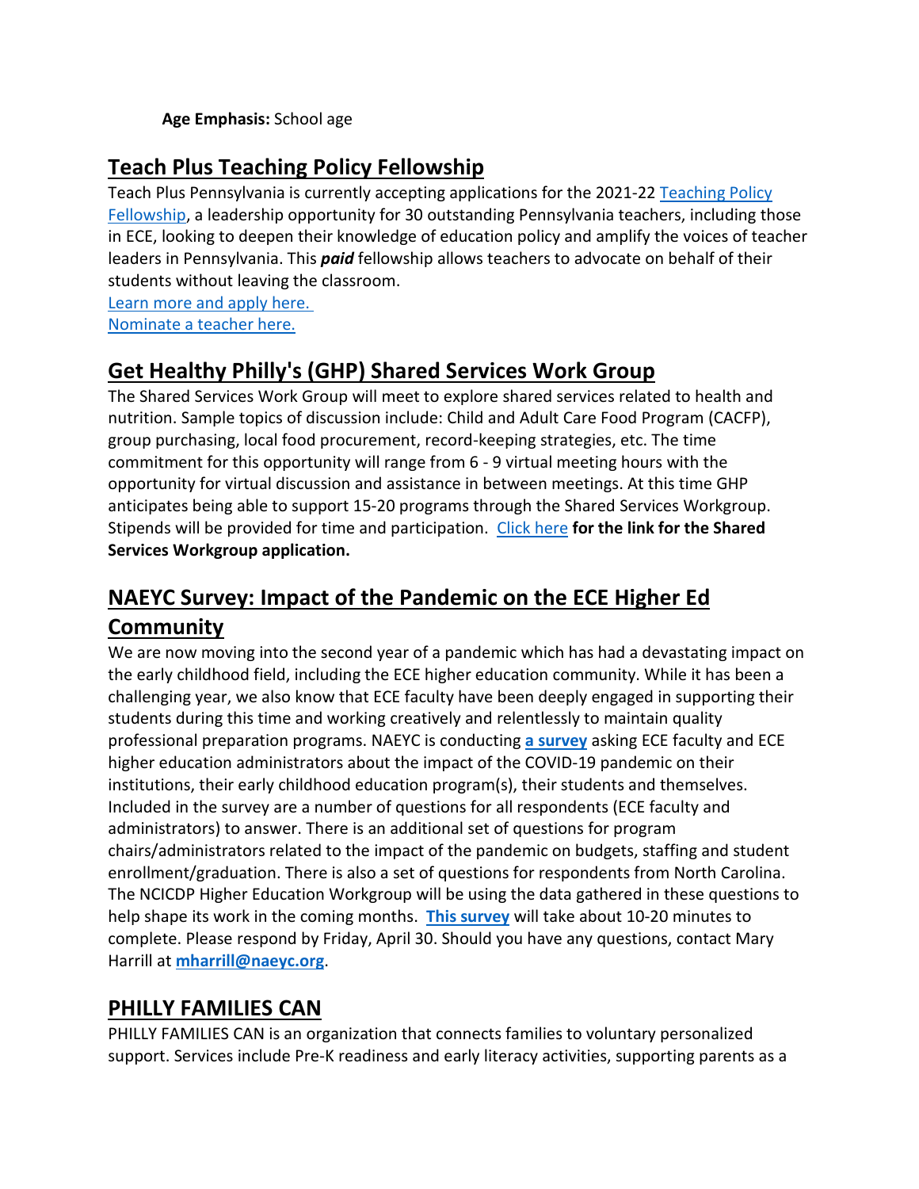**Age Emphasis:** School age

## Teach Plus Teaching Policy Fellowship

Teach Plus Pennsylvania is currently accepting applications for the 2021-22 Teaching Policy Fellowship, a leadership opportunity for 30 outstanding Pennsylvania teachers, including those in ECE, looking to deepen their knowledge of education policy and amplify the voices of teacher leaders in Pennsylvania. This ***paid*** fellowship allows teachers to advocate on behalf of their students without leaving the classroom.

Learn more and apply here.

Nominate a teacher here.

## Get Healthy Philly's (GHP) Shared Services Work Group

The Shared Services Work Group will meet to explore shared services related to health and nutrition. Sample topics of discussion include: Child and Adult Care Food Program (CACFP), group purchasing, local food procurement, record-keeping strategies, etc. The time commitment for this opportunity will range from 6 - 9 virtual meeting hours with the opportunity for virtual discussion and assistance in between meetings. At this time GHP anticipates being able to support 15-20 programs through the Shared Services Workgroup. Stipends will be provided for time and participation. Click here **for the link for the Shared Services Workgroup application.**

## NAEYC Survey: Impact of the Pandemic on the ECE Higher Ed Community

We are now moving into the second year of a pandemic which has had a devastating impact on the early childhood field, including the ECE higher education community. While it has been a challenging year, we also know that ECE faculty have been deeply engaged in supporting their students during this time and working creatively and relentlessly to maintain quality professional preparation programs. NAEYC is conducting **a survey** asking ECE faculty and ECE higher education administrators about the impact of the COVID-19 pandemic on their institutions, their early childhood education program(s), their students and themselves. Included in the survey are a number of questions for all respondents (ECE faculty and administrators) to answer. There is an additional set of questions for program chairs/administrators related to the impact of the pandemic on budgets, staffing and student enrollment/graduation. There is also a set of questions for respondents from North Carolina. The NCICDP Higher Education Workgroup will be using the data gathered in these questions to help shape its work in the coming months. **This survey** will take about 10-20 minutes to complete. Please respond by Friday, April 30. Should you have any questions, contact Mary Harrill at **mharrill@naeyc.org**.

## PHILLY FAMILIES CAN

PHILLY FAMILIES CAN is an organization that connects families to voluntary personalized support. Services include Pre-K readiness and early literacy activities, supporting parents as a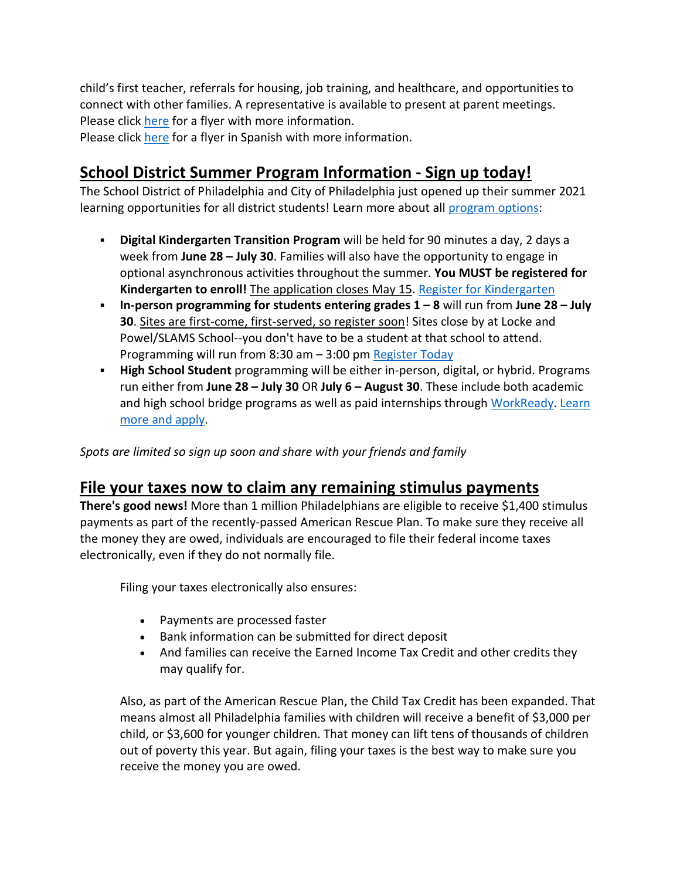child's first teacher, referrals for housing, job training, and healthcare, and opportunities to connect with other families. A representative is available to present at parent meetings.
Please click here for a flyer with more information.
Please click here for a flyer in Spanish with more information.

## School District Summer Program Information - Sign up today!

The School District of Philadelphia and City of Philadelphia just opened up their summer 2021 learning opportunities for all district students! Learn more about all program options:

- **Digital Kindergarten Transition Program** will be held for 90 minutes a day, 2 days a week from **June 28 – July 30**. Families will also have the opportunity to engage in optional asynchronous activities throughout the summer. **You MUST be registered for Kindergarten to enroll!** The application closes May 15. Register for Kindergarten
- **In-person programming for students entering grades 1 – 8** will run from **June 28 – July 30**. Sites are first-come, first-served, so register soon! Sites close by at Locke and Powel/SLAMS School--you don't have to be a student at that school to attend. Programming will run from 8:30 am – 3:00 pm Register Today
- **High School Student** programming will be either in-person, digital, or hybrid. Programs run either from **June 28 – July 30** OR **July 6 – August 30**. These include both academic and high school bridge programs as well as paid internships through WorkReady. Learn more and apply.

*Spots are limited so sign up soon and share with your friends and family*

## File your taxes now to claim any remaining stimulus payments

**There's good news!** More than 1 million Philadelphians are eligible to receive $1,400 stimulus payments as part of the recently-passed American Rescue Plan. To make sure they receive all the money they are owed, individuals are encouraged to file their federal income taxes electronically, even if they do not normally file.

Filing your taxes electronically also ensures:

- Payments are processed faster
- Bank information can be submitted for direct deposit
- And families can receive the Earned Income Tax Credit and other credits they may qualify for.

Also, as part of the American Rescue Plan, the Child Tax Credit has been expanded. That means almost all Philadelphia families with children will receive a benefit of $3,000 per child, or $3,600 for younger children. That money can lift tens of thousands of children out of poverty this year. But again, filing your taxes is the best way to make sure you receive the money you are owed.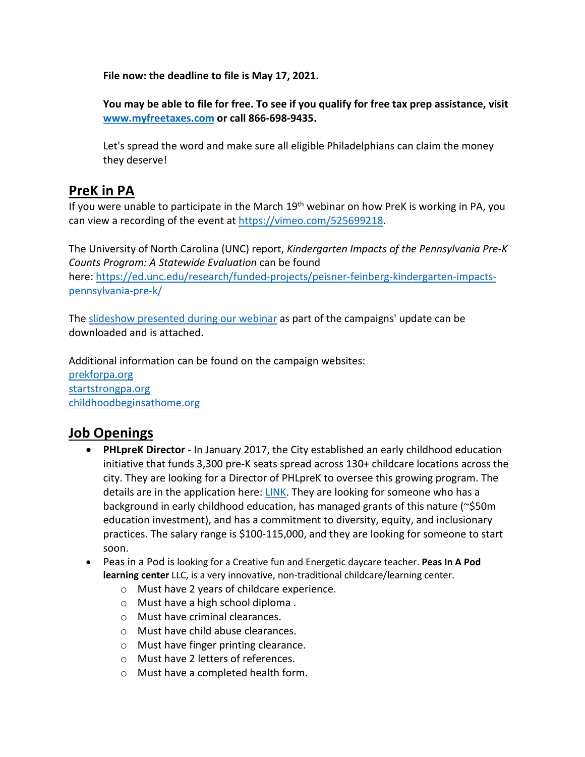**File now: the deadline to file is May 17, 2021.**

**You may be able to file for free. To see if you qualify for free tax prep assistance, visit [www.myfreetaxes.com](www.myfreetaxes.com) or call 866-698-9435.**

Let's spread the word and make sure all eligible Philadelphians can claim the money they deserve!

## PreK in PA

If you were unable to participate in the March 19th webinar on how PreK is working in PA, you can view a recording of the event at https://vimeo.com/525699218.

The University of North Carolina (UNC) report, *Kindergarten Impacts of the Pennsylvania Pre-K Counts Program: A Statewide Evaluation* can be found here: https://ed.unc.edu/research/funded-projects/peisner-feinberg-kindergarten-impacts-pennsylvania-pre-k/

The slideshow presented during our webinar as part of the campaigns' update can be downloaded and is attached.

Additional information can be found on the campaign websites:
prekforpa.org
startstrongpa.org
childhoodbeginsathome.org

## Job Openings

- **PHLpreK Director** - In January 2017, the City established an early childhood education initiative that funds 3,300 pre-K seats spread across 130+ childcare locations across the city. They are looking for a Director of PHLpreK to oversee this growing program. The details are in the application here: LINK. They are looking for someone who has a background in early childhood education, has managed grants of this nature (~$50m education investment), and has a commitment to diversity, equity, and inclusionary practices. The salary range is $100-115,000, and they are looking for someone to start soon.
- Peas in a Pod is looking for a Creative fun and Energetic daycare teacher. **Peas In A Pod learning center** LLC, is a very innovative, non-traditional childcare/learning center.
    - Must have 2 years of childcare experience.
    - Must have a high school diploma .
    - Must have criminal clearances.
    - Must have child abuse clearances.
    - Must have finger printing clearance.
    - Must have 2 letters of references.
    - Must have a completed health form.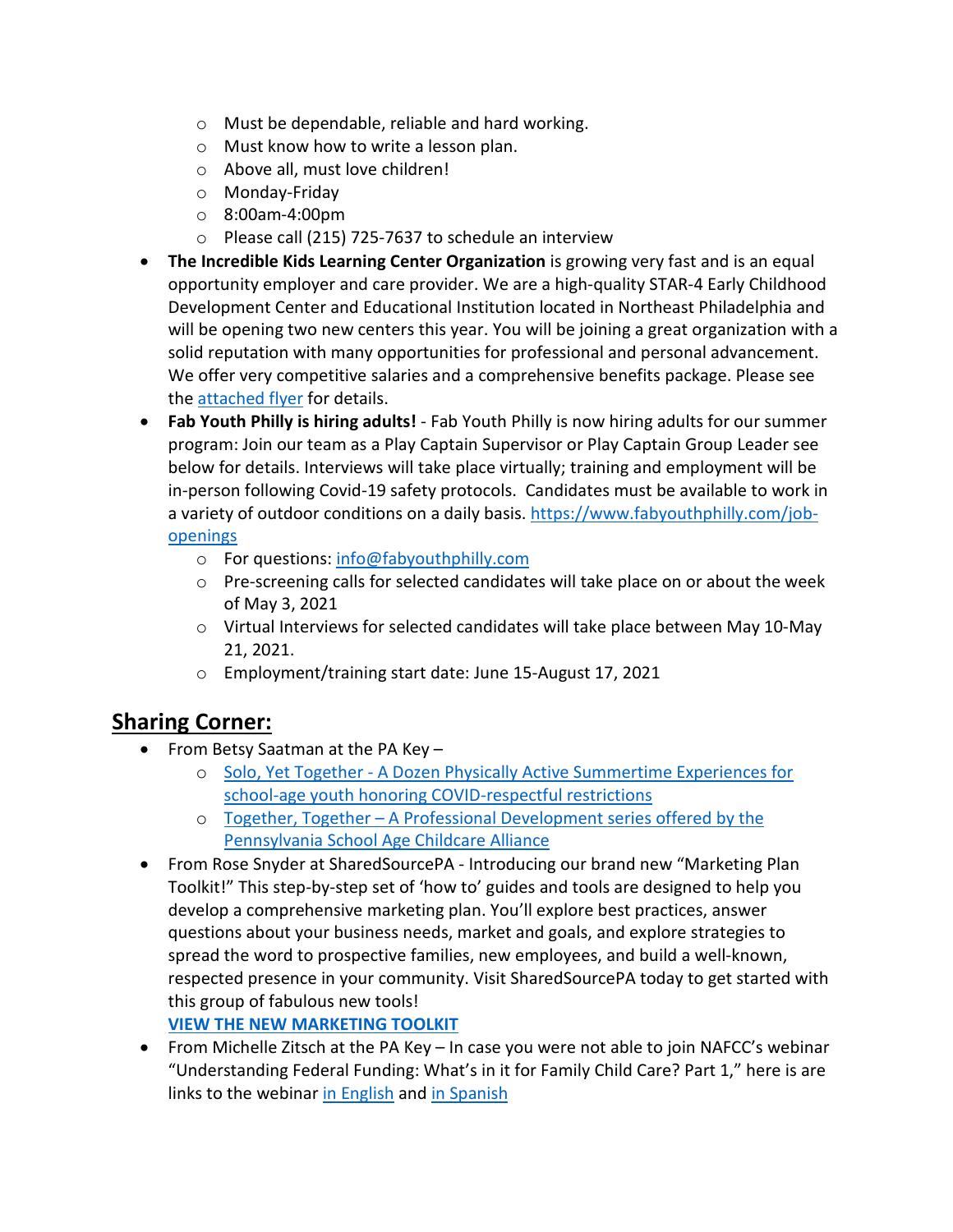- Must be dependable, reliable and hard working.
    - Must know how to write a lesson plan.
    - Above all, must love children!
    - Monday-Friday
    - 8:00am-4:00pm
    - Please call (215) 725-7637 to schedule an interview
- **The Incredible Kids Learning Center Organization** is growing very fast and is an equal opportunity employer and care provider. We are a high-quality STAR-4 Early Childhood Development Center and Educational Institution located in Northeast Philadelphia and will be opening two new centers this year. You will be joining a great organization with a solid reputation with many opportunities for professional and personal advancement. We offer very competitive salaries and a comprehensive benefits package. Please see the [attached flyer]() for details.
- **Fab Youth Philly is hiring adults!** - Fab Youth Philly is now hiring adults for our summer program: Join our team as a Play Captain Supervisor or Play Captain Group Leader see below for details. Interviews will take place virtually; training and employment will be in-person following Covid-19 safety protocols. Candidates must be available to work in a variety of outdoor conditions on a daily basis. [https://www.fabyouthphilly.com/job-openings](https://www.fabyouthphilly.com/job-openings)
    - For questions: [info@fabyouthphilly.com](mailto:info@fabyouthphilly.com)
    - Pre-screening calls for selected candidates will take place on or about the week of May 3, 2021
    - Virtual Interviews for selected candidates will take place between May 10-May 21, 2021.
    - Employment/training start date: June 15-August 17, 2021

## Sharing Corner:

- From Betsy Saatman at the PA Key –
    - [Solo, Yet Together - A Dozen Physically Active Summertime Experiences for school-age youth honoring COVID-respectful restrictions]()
    - [Together, Together – A Professional Development series offered by the Pennsylvania School Age Childcare Alliance]()
- From Rose Snyder at SharedSourcePA - Introducing our brand new “Marketing Plan Toolkit!” This step-by-step set of ‘how to’ guides and tools are designed to help you develop a comprehensive marketing plan. You’ll explore best practices, answer questions about your business needs, market and goals, and explore strategies to spread the word to prospective families, new employees, and build a well-known, respected presence in your community. Visit SharedSourcePA today to get started with this group of fabulous new tools!
  **[VIEW THE NEW MARKETING TOOLKIT]()**
- From Michelle Zitsch at the PA Key – In case you were not able to join NAFCC’s webinar “Understanding Federal Funding: What’s in it for Family Child Care? Part 1,” here is are links to the webinar [in English]() and [in Spanish]()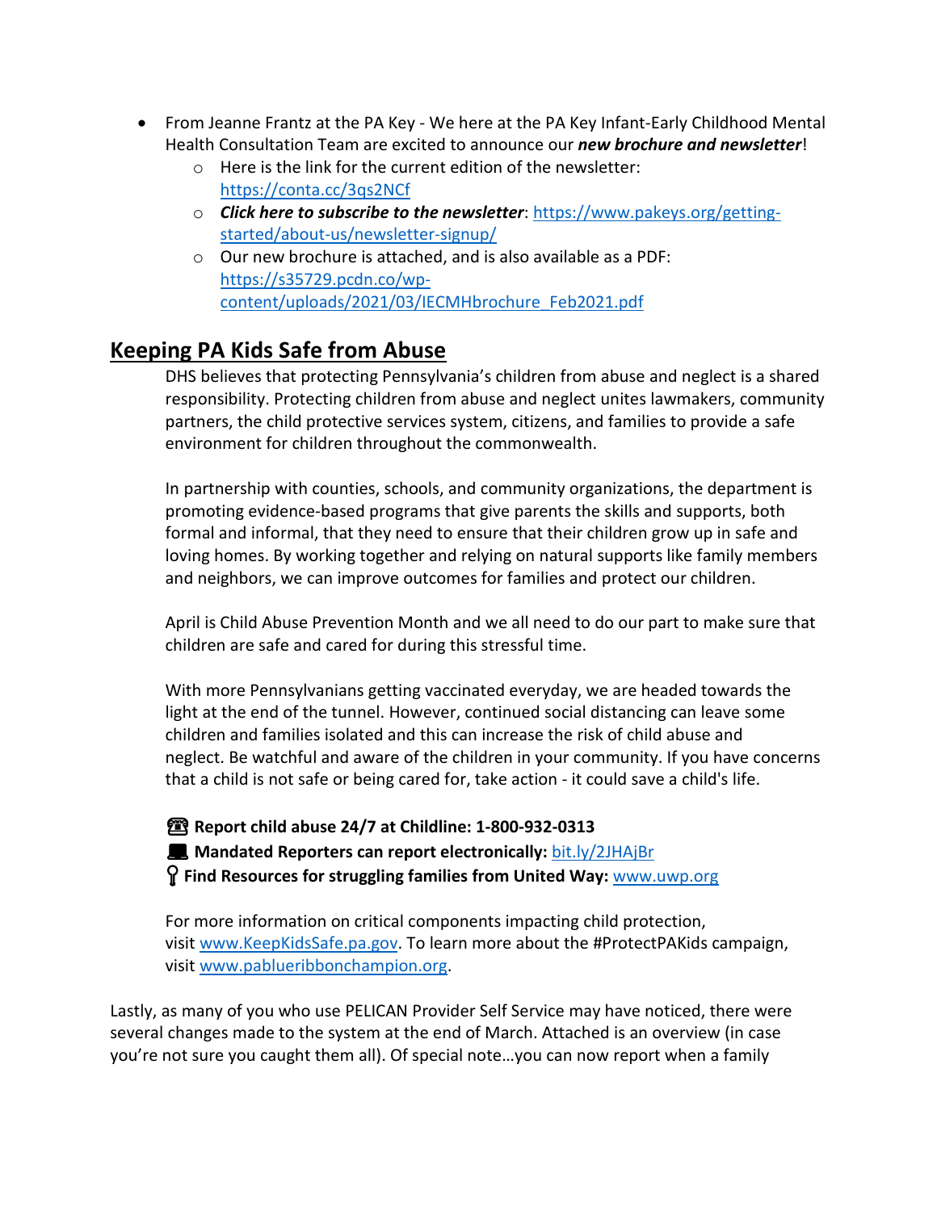- From Jeanne Frantz at the PA Key - We here at the PA Key Infant-Early Childhood Mental Health Consultation Team are excited to announce our ***new brochure and newsletter***!
    - Here is the link for the current edition of the newsletter: https://conta.cc/3qs2NCf
    - ***Click here to subscribe to the newsletter***: https://www.pakeys.org/getting-started/about-us/newsletter-signup/
    - Our new brochure is attached, and is also available as a PDF: https://s35729.pcdn.co/wp-content/uploads/2021/03/IECMHbrochure_Feb2021.pdf

## Keeping PA Kids Safe from Abuse

DHS believes that protecting Pennsylvania's children from abuse and neglect is a shared responsibility. Protecting children from abuse and neglect unites lawmakers, community partners, the child protective services system, citizens, and families to provide a safe environment for children throughout the commonwealth.

In partnership with counties, schools, and community organizations, the department is promoting evidence-based programs that give parents the skills and supports, both formal and informal, that they need to ensure that their children grow up in safe and loving homes. By working together and relying on natural supports like family members and neighbors, we can improve outcomes for families and protect our children.

April is Child Abuse Prevention Month and we all need to do our part to make sure that children are safe and cared for during this stressful time.

With more Pennsylvanians getting vaccinated everyday, we are headed towards the light at the end of the tunnel. However, continued social distancing can leave some children and families isolated and this can increase the risk of child abuse and neglect. Be watchful and aware of the children in your community. If you have concerns that a child is not safe or being cared for, take action - it could save a child's life.

☎ **Report child abuse 24/7 at Childline: 1-800-932-0313**
💻 **Mandated Reporters can report electronically:** bit.ly/2JHAjBr
🔍 **Find Resources for struggling families from United Way:** www.uwp.org

For more information on critical components impacting child protection, visit www.KeepKidsSafe.pa.gov. To learn more about the #ProtectPAKids campaign, visit www.pablueribbonchampion.org.

Lastly, as many of you who use PELICAN Provider Self Service may have noticed, there were several changes made to the system at the end of March. Attached is an overview (in case you're not sure you caught them all). Of special note…you can now report when a family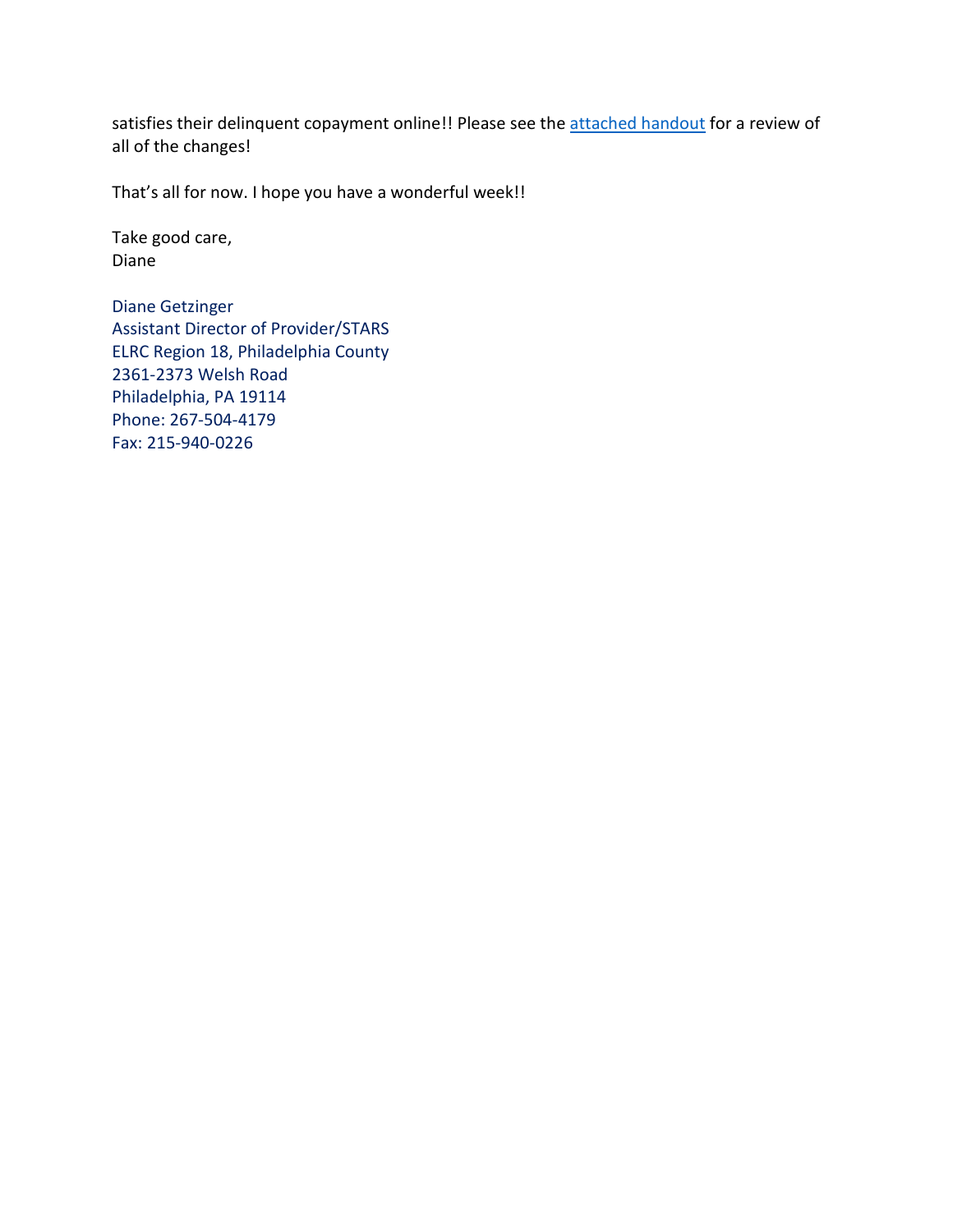satisfies their delinquent copayment online!! Please see the [attached handout] for a review of all of the changes!

That's all for now. I hope you have a wonderful week!!

Take good care,
Diane

Diane Getzinger
Assistant Director of Provider/STARS
ELRC Region 18, Philadelphia County
2361-2373 Welsh Road
Philadelphia, PA 19114
Phone: 267-504-4179
Fax: 215-940-0226